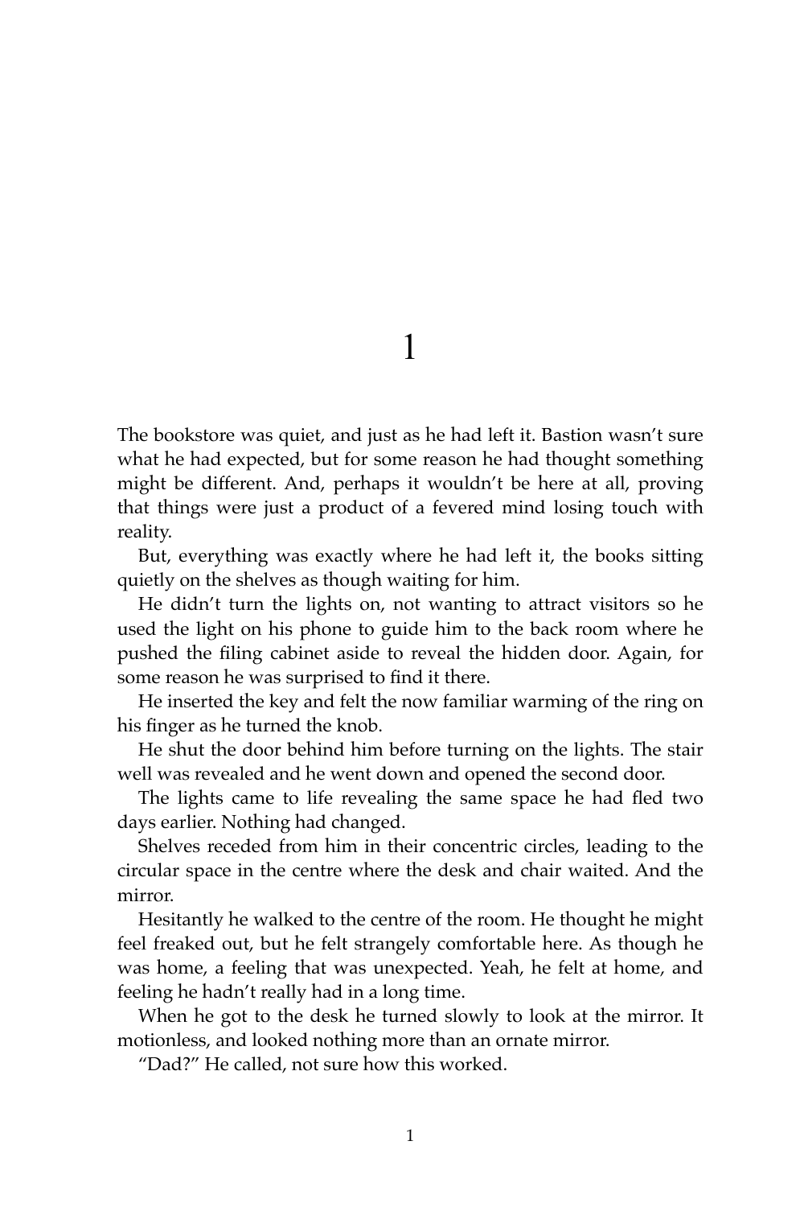# 1

The bookstore was quiet, and just as he had left it. Bastion wasn't sure what he had expected, but for some reason he had thought something might be different. And, perhaps it wouldn't be here at all, proving that things were just a product of a fevered mind losing touch with reality.

But, everything was exactly where he had left it, the books sitting quietly on the shelves as though waiting for him.

He didn't turn the lights on, not wanting to attract visitors so he used the light on his phone to guide him to the back room where he pushed the filing cabinet aside to reveal the hidden door. Again, for some reason he was surprised to find it there.

He inserted the key and felt the now familiar warming of the ring on his finger as he turned the knob.

He shut the door behind him before turning on the lights. The stair well was revealed and he went down and opened the second door.

The lights came to life revealing the same space he had fled two days earlier. Nothing had changed.

Shelves receded from him in their concentric circles, leading to the circular space in the centre where the desk and chair waited. And the mirror.

Hesitantly he walked to the centre of the room. He thought he might feel freaked out, but he felt strangely comfortable here. As though he was home, a feeling that was unexpected. Yeah, he felt at home, and feeling he hadn't really had in a long time.

When he got to the desk he turned slowly to look at the mirror. It motionless, and looked nothing more than an ornate mirror.

"Dad?" He called, not sure how this worked.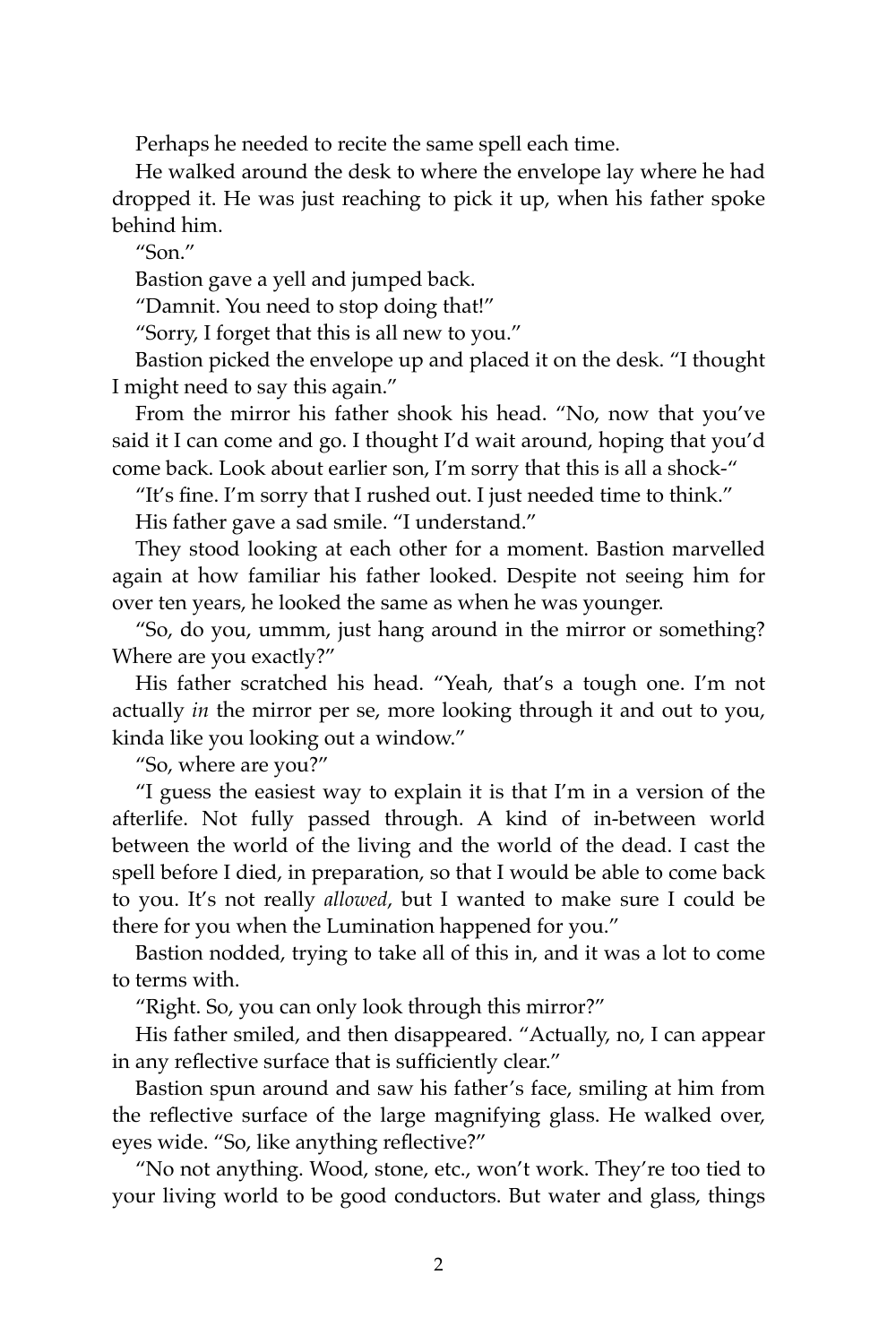Perhaps he needed to recite the same spell each time.

He walked around the desk to where the envelope lay where he had dropped it. He was just reaching to pick it up, when his father spoke behind him.

"Son."

Bastion gave a yell and jumped back.

"Damnit. You need to stop doing that!"

"Sorry, I forget that this is all new to you."

Bastion picked the envelope up and placed it on the desk. "I thought I might need to say this again."

From the mirror his father shook his head. "No, now that you've said it I can come and go. I thought I'd wait around, hoping that you'd come back. Look about earlier son, I'm sorry that this is all a shock-"

"It's fine. I'm sorry that I rushed out. I just needed time to think."

His father gave a sad smile. "I understand."

They stood looking at each other for a moment. Bastion marvelled again at how familiar his father looked. Despite not seeing him for over ten years, he looked the same as when he was younger.

"So, do you, ummm, just hang around in the mirror or something? Where are you exactly?"

His father scratched his head. "Yeah, that's a tough one. I'm not actually *in* the mirror per se, more looking through it and out to you, kinda like you looking out a window."

"So, where are you?"

"I guess the easiest way to explain it is that I'm in a version of the afterlife. Not fully passed through. A kind of in-between world between the world of the living and the world of the dead. I cast the spell before I died, in preparation, so that I would be able to come back to you. It's not really *allowed*, but I wanted to make sure I could be there for you when the Lumination happened for you."

Bastion nodded, trying to take all of this in, and it was a lot to come to terms with.

"Right. So, you can only look through this mirror?"

His father smiled, and then disappeared. "Actually, no, I can appear in any reflective surface that is sufficiently clear."

Bastion spun around and saw his father's face, smiling at him from the reflective surface of the large magnifying glass. He walked over, eyes wide. "So, like anything reflective?"

"No not anything. Wood, stone, etc., won't work. They're too tied to your living world to be good conductors. But water and glass, things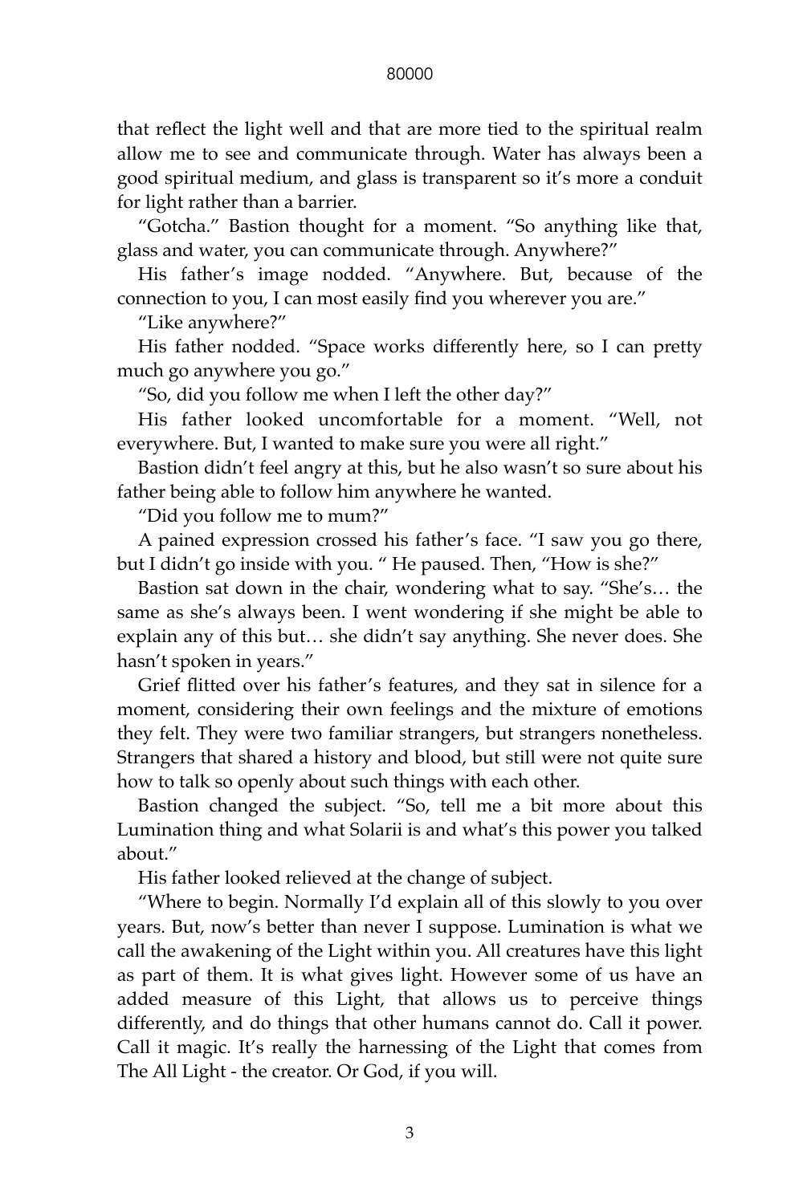that reflect the light well and that are more tied to the spiritual realm allow me to see and communicate through. Water has always been a good spiritual medium, and glass is transparent so it's more a conduit for light rather than a barrier.

"Gotcha." Bastion thought for a moment. "So anything like that, glass and water, you can communicate through. Anywhere?"

His father's image nodded. "Anywhere. But, because of the connection to you, I can most easily find you wherever you are."

"Like anywhere?"

His father nodded. "Space works differently here, so I can pretty much go anywhere you go."

"So, did you follow me when I left the other day?"

His father looked uncomfortable for a moment. "Well, not everywhere. But, I wanted to make sure you were all right."

Bastion didn't feel angry at this, but he also wasn't so sure about his father being able to follow him anywhere he wanted.

"Did you follow me to mum?"

A pained expression crossed his father's face. "I saw you go there, but I didn't go inside with you. " He paused. Then, "How is she?"

Bastion sat down in the chair, wondering what to say. "She's… the same as she's always been. I went wondering if she might be able to explain any of this but… she didn't say anything. She never does. She hasn't spoken in years."

Grief flitted over his father's features, and they sat in silence for a moment, considering their own feelings and the mixture of emotions they felt. They were two familiar strangers, but strangers nonetheless. Strangers that shared a history and blood, but still were not quite sure how to talk so openly about such things with each other.

Bastion changed the subject. "So, tell me a bit more about this Lumination thing and what Solarii is and what's this power you talked about."

His father looked relieved at the change of subject.

"Where to begin. Normally I'd explain all of this slowly to you over years. But, now's better than never I suppose. Lumination is what we call the awakening of the Light within you. All creatures have this light as part of them. It is what gives light. However some of us have an added measure of this Light, that allows us to perceive things differently, and do things that other humans cannot do. Call it power. Call it magic. It's really the harnessing of the Light that comes from The All Light - the creator. Or God, if you will.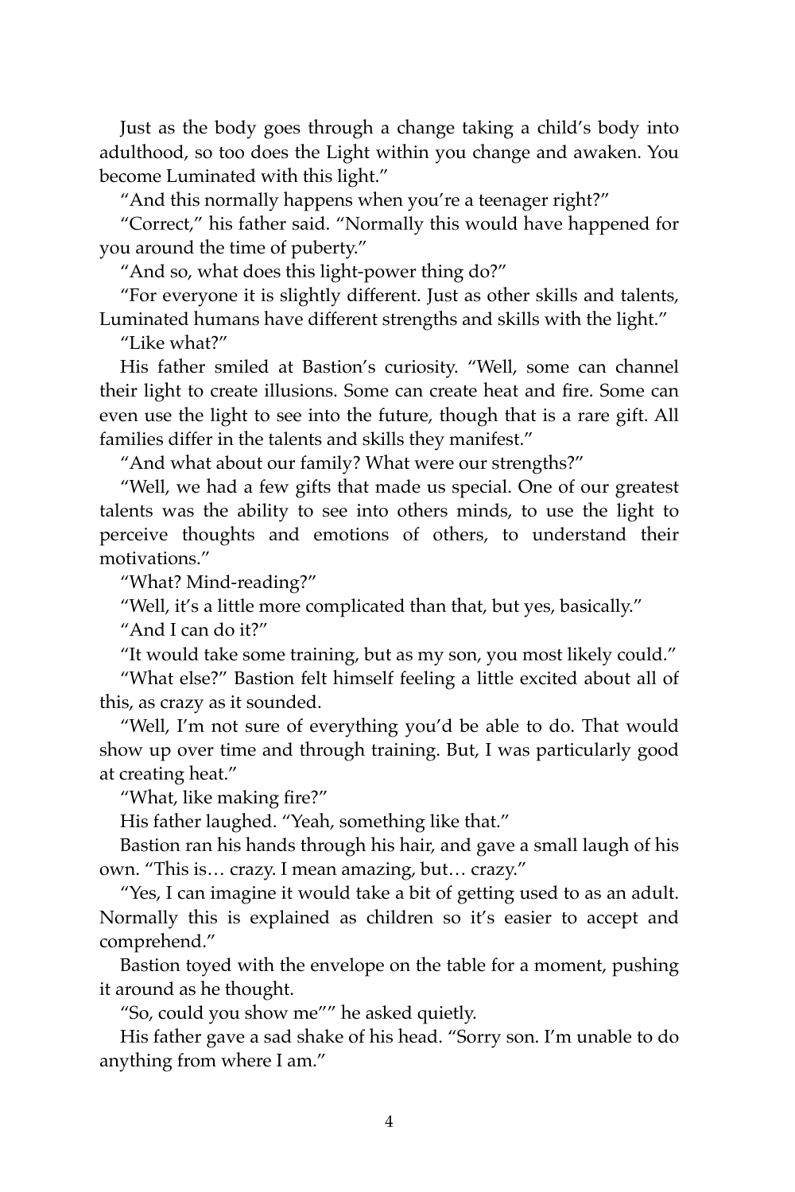Just as the body goes through a change taking a child's body into adulthood, so too does the Light within you change and awaken. You become Luminated with this light."

"And this normally happens when you're a teenager right?"

"Correct," his father said. "Normally this would have happened for you around the time of puberty."

"And so, what does this light-power thing do?"

"For everyone it is slightly different. Just as other skills and talents, Luminated humans have different strengths and skills with the light."

"Like what?"

His father smiled at Bastion's curiosity. "Well, some can channel their light to create illusions. Some can create heat and fire. Some can even use the light to see into the future, though that is a rare gift. All families differ in the talents and skills they manifest."

"And what about our family? What were our strengths?"

"Well, we had a few gifts that made us special. One of our greatest talents was the ability to see into others minds, to use the light to perceive thoughts and emotions of others, to understand their motivations."

"What? Mind-reading?"

"Well, it's a little more complicated than that, but yes, basically."

"And I can do it?"

"It would take some training, but as my son, you most likely could."

"What else?" Bastion felt himself feeling a little excited about all of this, as crazy as it sounded.

"Well, I'm not sure of everything you'd be able to do. That would show up over time and through training. But, I was particularly good at creating heat."

"What, like making fire?"

His father laughed. "Yeah, something like that."

Bastion ran his hands through his hair, and gave a small laugh of his own. "This is… crazy. I mean amazing, but… crazy."

"Yes, I can imagine it would take a bit of getting used to as an adult. Normally this is explained as children so it's easier to accept and comprehend."

Bastion toyed with the envelope on the table for a moment, pushing it around as he thought.

"So, could you show me"" he asked quietly.

His father gave a sad shake of his head. "Sorry son. I'm unable to do anything from where I am."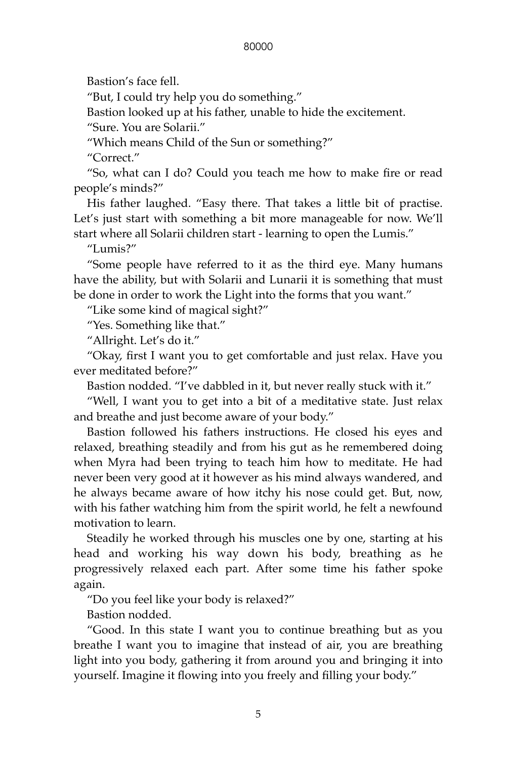Bastion's face fell.

"But, I could try help you do something."

Bastion looked up at his father, unable to hide the excitement.

"Sure. You are Solarii."

"Which means Child of the Sun or something?"

"Correct."

"So, what can I do? Could you teach me how to make fire or read people's minds?"

His father laughed. "Easy there. That takes a little bit of practise. Let's just start with something a bit more manageable for now. We'll start where all Solarii children start - learning to open the Lumis."

"Lumis?"

"Some people have referred to it as the third eye. Many humans have the ability, but with Solarii and Lunarii it is something that must be done in order to work the Light into the forms that you want."

"Like some kind of magical sight?"

"Yes. Something like that."

"Allright. Let's do it."

"Okay, first I want you to get comfortable and just relax. Have you ever meditated before?"

Bastion nodded. "I've dabbled in it, but never really stuck with it."

"Well, I want you to get into a bit of a meditative state. Just relax and breathe and just become aware of your body."

Bastion followed his fathers instructions. He closed his eyes and relaxed, breathing steadily and from his gut as he remembered doing when Myra had been trying to teach him how to meditate. He had never been very good at it however as his mind always wandered, and he always became aware of how itchy his nose could get. But, now, with his father watching him from the spirit world, he felt a newfound motivation to learn.

Steadily he worked through his muscles one by one, starting at his head and working his way down his body, breathing as he progressively relaxed each part. After some time his father spoke again.

"Do you feel like your body is relaxed?"

Bastion nodded.

"Good. In this state I want you to continue breathing but as you breathe I want you to imagine that instead of air, you are breathing light into you body, gathering it from around you and bringing it into yourself. Imagine it flowing into you freely and filling your body."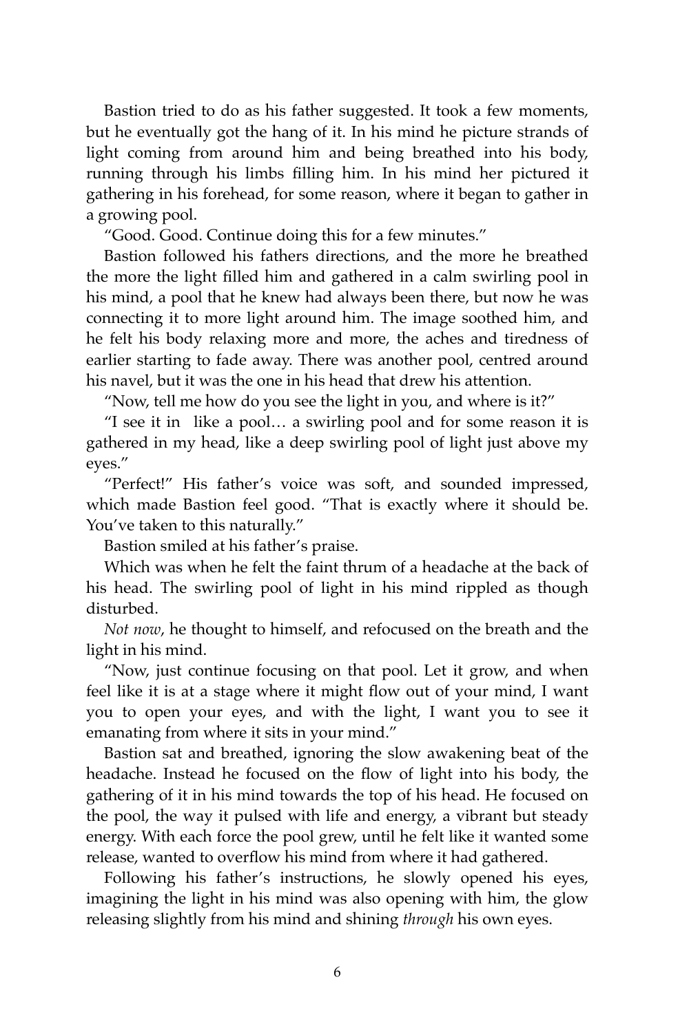Bastion tried to do as his father suggested. It took a few moments, but he eventually got the hang of it. In his mind he picture strands of light coming from around him and being breathed into his body, running through his limbs filling him. In his mind her pictured it gathering in his forehead, for some reason, where it began to gather in a growing pool.

"Good. Good. Continue doing this for a few minutes."

Bastion followed his fathers directions, and the more he breathed the more the light filled him and gathered in a calm swirling pool in his mind, a pool that he knew had always been there, but now he was connecting it to more light around him. The image soothed him, and he felt his body relaxing more and more, the aches and tiredness of earlier starting to fade away. There was another pool, centred around his navel, but it was the one in his head that drew his attention.

"Now, tell me how do you see the light in you, and where is it?"

"I see it in  like a pool… a swirling pool and for some reason it is gathered in my head, like a deep swirling pool of light just above my eyes."

"Perfect!" His father's voice was soft, and sounded impressed, which made Bastion feel good. "That is exactly where it should be. You've taken to this naturally."

Bastion smiled at his father's praise.

Which was when he felt the faint thrum of a headache at the back of his head. The swirling pool of light in his mind rippled as though disturbed.

*Not now*, he thought to himself, and refocused on the breath and the light in his mind.

"Now, just continue focusing on that pool. Let it grow, and when feel like it is at a stage where it might flow out of your mind, I want you to open your eyes, and with the light, I want you to see it emanating from where it sits in your mind."

Bastion sat and breathed, ignoring the slow awakening beat of the headache. Instead he focused on the flow of light into his body, the gathering of it in his mind towards the top of his head. He focused on the pool, the way it pulsed with life and energy, a vibrant but steady energy. With each force the pool grew, until he felt like it wanted some release, wanted to overflow his mind from where it had gathered.

Following his father's instructions, he slowly opened his eyes, imagining the light in his mind was also opening with him, the glow releasing slightly from his mind and shining *through* his own eyes.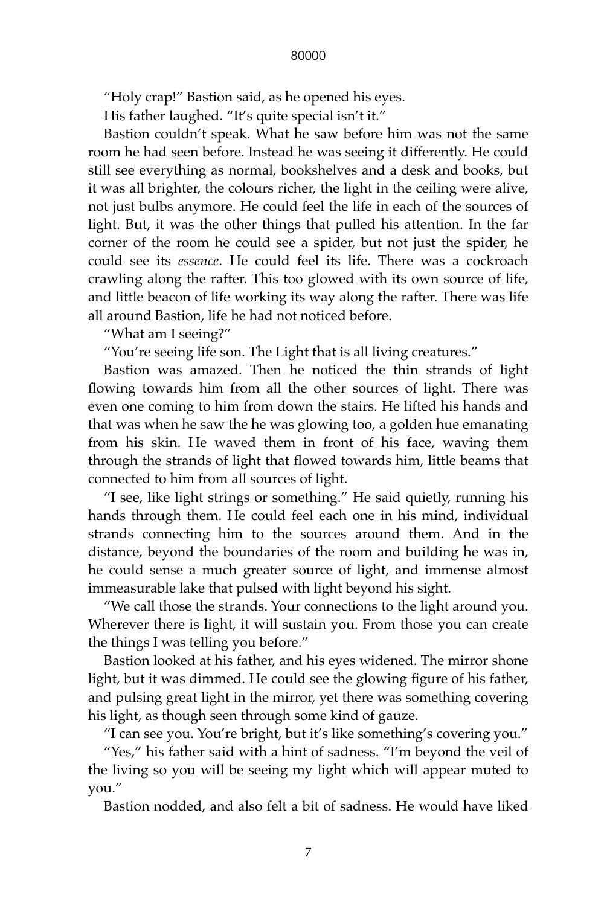"Holy crap!" Bastion said, as he opened his eyes.

His father laughed. "It's quite special isn't it."

Bastion couldn't speak. What he saw before him was not the same room he had seen before. Instead he was seeing it differently. He could still see everything as normal, bookshelves and a desk and books, but it was all brighter, the colours richer, the light in the ceiling were alive, not just bulbs anymore. He could feel the life in each of the sources of light. But, it was the other things that pulled his attention. In the far corner of the room he could see a spider, but not just the spider, he could see its *essence*. He could feel its life. There was a cockroach crawling along the rafter. This too glowed with its own source of life, and little beacon of life working its way along the rafter. There was life all around Bastion, life he had not noticed before.

"What am I seeing?"

"You're seeing life son. The Light that is all living creatures."

Bastion was amazed. Then he noticed the thin strands of light flowing towards him from all the other sources of light. There was even one coming to him from down the stairs. He lifted his hands and that was when he saw the he was glowing too, a golden hue emanating from his skin. He waved them in front of his face, waving them through the strands of light that flowed towards him, little beams that connected to him from all sources of light.

"I see, like light strings or something." He said quietly, running his hands through them. He could feel each one in his mind, individual strands connecting him to the sources around them. And in the distance, beyond the boundaries of the room and building he was in, he could sense a much greater source of light, and immense almost immeasurable lake that pulsed with light beyond his sight.

"We call those the strands. Your connections to the light around you. Wherever there is light, it will sustain you. From those you can create the things I was telling you before."

Bastion looked at his father, and his eyes widened. The mirror shone light, but it was dimmed. He could see the glowing figure of his father, and pulsing great light in the mirror, yet there was something covering his light, as though seen through some kind of gauze.

"I can see you. You're bright, but it's like something's covering you."

"Yes," his father said with a hint of sadness. "I'm beyond the veil of the living so you will be seeing my light which will appear muted to you."

Bastion nodded, and also felt a bit of sadness. He would have liked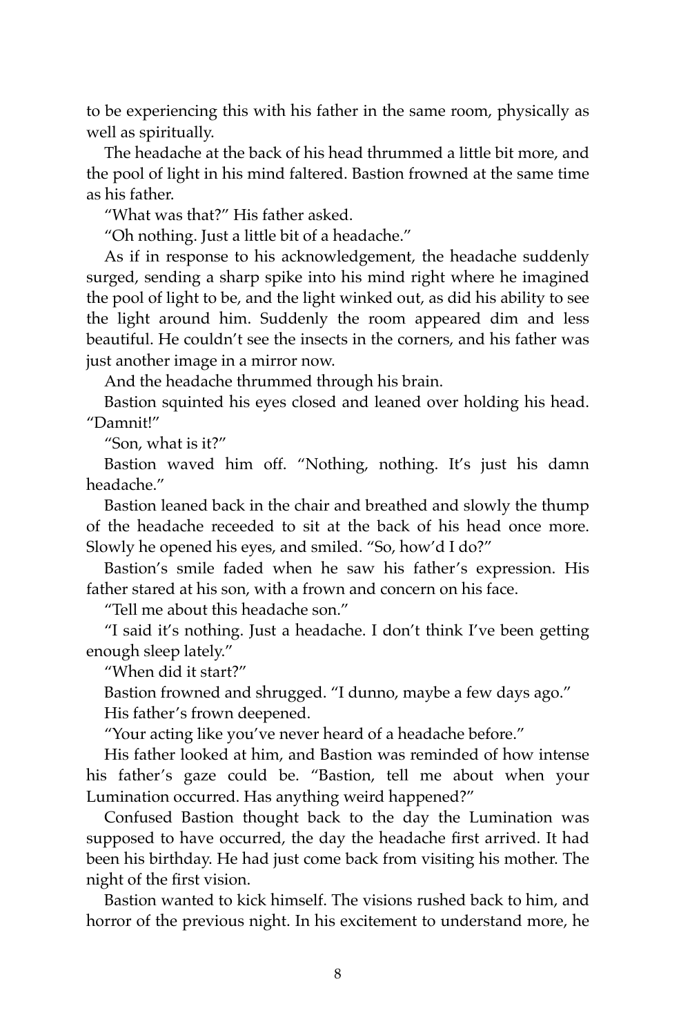to be experiencing this with his father in the same room, physically as well as spiritually.

The headache at the back of his head thrummed a little bit more, and the pool of light in his mind faltered. Bastion frowned at the same time as his father.

"What was that?" His father asked.

"Oh nothing. Just a little bit of a headache."

As if in response to his acknowledgement, the headache suddenly surged, sending a sharp spike into his mind right where he imagined the pool of light to be, and the light winked out, as did his ability to see the light around him. Suddenly the room appeared dim and less beautiful. He couldn't see the insects in the corners, and his father was just another image in a mirror now.

And the headache thrummed through his brain.

Bastion squinted his eyes closed and leaned over holding his head. "Damnit!"

"Son, what is it?"

Bastion waved him off. "Nothing, nothing. It's just his damn headache."

Bastion leaned back in the chair and breathed and slowly the thump of the headache receeded to sit at the back of his head once more. Slowly he opened his eyes, and smiled. "So, how'd I do?"

Bastion's smile faded when he saw his father's expression. His father stared at his son, with a frown and concern on his face.

"Tell me about this headache son."

"I said it's nothing. Just a headache. I don't think I've been getting enough sleep lately."

"When did it start?"

Bastion frowned and shrugged. "I dunno, maybe a few days ago."

His father's frown deepened.

"Your acting like you've never heard of a headache before."

His father looked at him, and Bastion was reminded of how intense his father's gaze could be. "Bastion, tell me about when your Lumination occurred. Has anything weird happened?"

Confused Bastion thought back to the day the Lumination was supposed to have occurred, the day the headache first arrived. It had been his birthday. He had just come back from visiting his mother. The night of the first vision.

Bastion wanted to kick himself. The visions rushed back to him, and horror of the previous night. In his excitement to understand more, he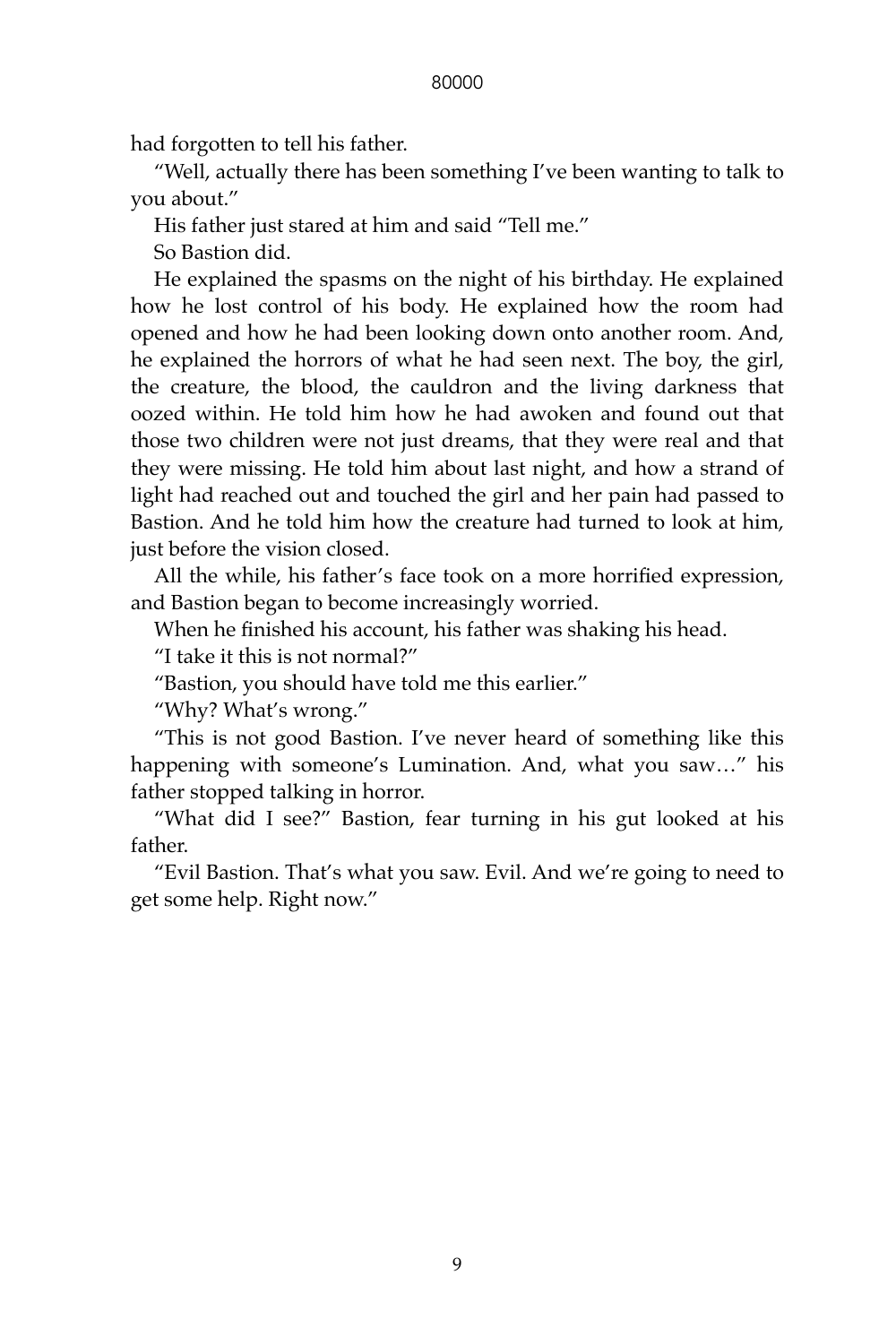had forgotten to tell his father.

"Well, actually there has been something I've been wanting to talk to you about."

His father just stared at him and said "Tell me."

So Bastion did.

He explained the spasms on the night of his birthday. He explained how he lost control of his body. He explained how the room had opened and how he had been looking down onto another room. And, he explained the horrors of what he had seen next. The boy, the girl, the creature, the blood, the cauldron and the living darkness that oozed within. He told him how he had awoken and found out that those two children were not just dreams, that they were real and that they were missing. He told him about last night, and how a strand of light had reached out and touched the girl and her pain had passed to Bastion. And he told him how the creature had turned to look at him, just before the vision closed.

All the while, his father's face took on a more horrified expression, and Bastion began to become increasingly worried.

When he finished his account, his father was shaking his head.

"I take it this is not normal?"

"Bastion, you should have told me this earlier."

"Why? What's wrong."

"This is not good Bastion. I've never heard of something like this happening with someone's Lumination. And, what you saw…" his father stopped talking in horror.

"What did I see?" Bastion, fear turning in his gut looked at his father.

"Evil Bastion. That's what you saw. Evil. And we're going to need to get some help. Right now."